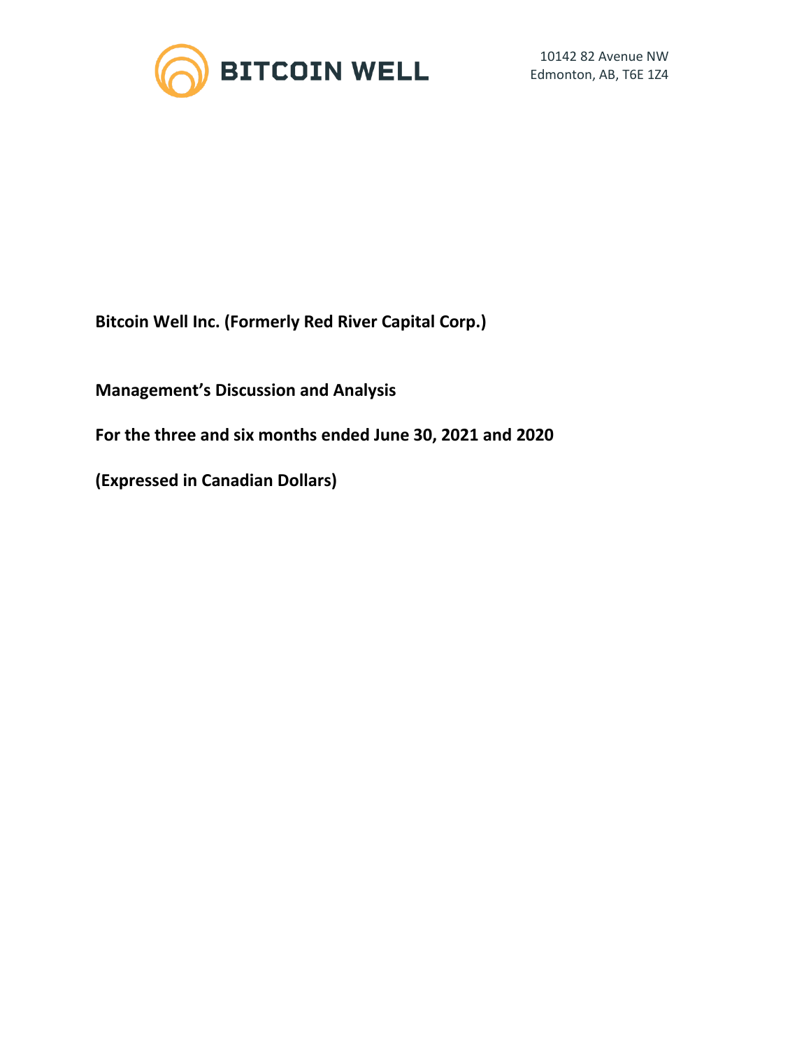BITCOIN WELL

10142 82 Avenue NW
Edmonton, AB, T6E 1Z4

**Bitcoin Well Inc. (Formerly Red River Capital Corp.)**

**Management's Discussion and Analysis**

**For the three and six months ended June 30, 2021 and 2020**

**(Expressed in Canadian Dollars)**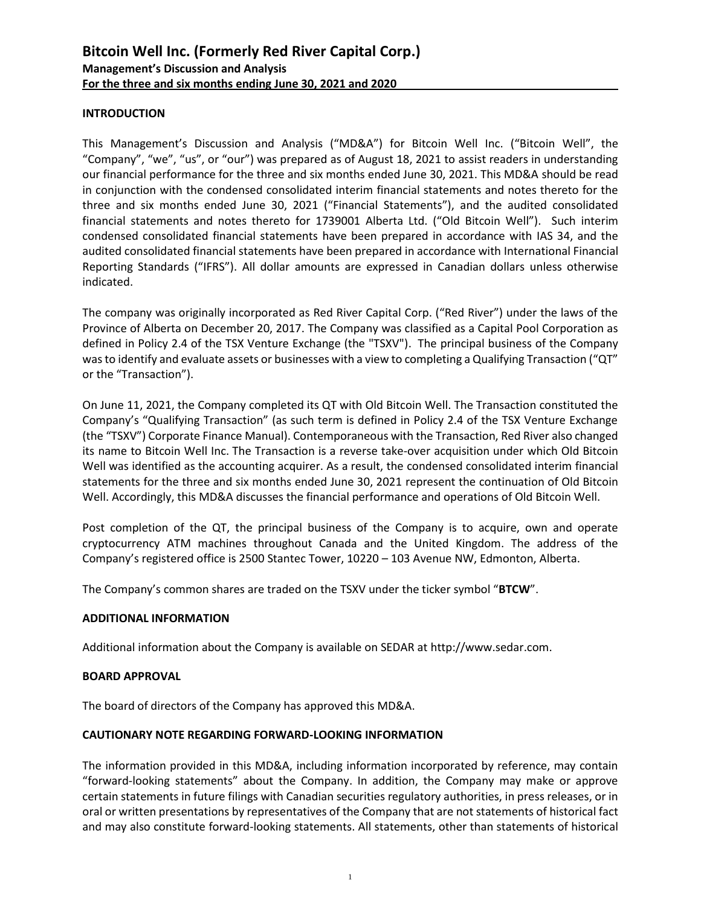# Bitcoin Well Inc. (Formerly Red River Capital Corp.)

**Management's Discussion and Analysis**
**For the three and six months ending June 30, 2021 and 2020**

## INTRODUCTION

This Management's Discussion and Analysis ("MD&A") for Bitcoin Well Inc. ("Bitcoin Well", the "Company", "we", "us", or "our") was prepared as of August 18, 2021 to assist readers in understanding our financial performance for the three and six months ended June 30, 2021. This MD&A should be read in conjunction with the condensed consolidated interim financial statements and notes thereto for the three and six months ended June 30, 2021 ("Financial Statements"), and the audited consolidated financial statements and notes thereto for 1739001 Alberta Ltd. ("Old Bitcoin Well"). Such interim condensed consolidated financial statements have been prepared in accordance with IAS 34, and the audited consolidated financial statements have been prepared in accordance with International Financial Reporting Standards ("IFRS"). All dollar amounts are expressed in Canadian dollars unless otherwise indicated.

The company was originally incorporated as Red River Capital Corp. ("Red River") under the laws of the Province of Alberta on December 20, 2017. The Company was classified as a Capital Pool Corporation as defined in Policy 2.4 of the TSX Venture Exchange (the "TSXV"). The principal business of the Company was to identify and evaluate assets or businesses with a view to completing a Qualifying Transaction ("QT" or the "Transaction").

On June 11, 2021, the Company completed its QT with Old Bitcoin Well. The Transaction constituted the Company's "Qualifying Transaction" (as such term is defined in Policy 2.4 of the TSX Venture Exchange (the "TSXV") Corporate Finance Manual). Contemporaneous with the Transaction, Red River also changed its name to Bitcoin Well Inc. The Transaction is a reverse take-over acquisition under which Old Bitcoin Well was identified as the accounting acquirer. As a result, the condensed consolidated interim financial statements for the three and six months ended June 30, 2021 represent the continuation of Old Bitcoin Well. Accordingly, this MD&A discusses the financial performance and operations of Old Bitcoin Well.

Post completion of the QT, the principal business of the Company is to acquire, own and operate cryptocurrency ATM machines throughout Canada and the United Kingdom. The address of the Company's registered office is 2500 Stantec Tower, 10220 – 103 Avenue NW, Edmonton, Alberta.

The Company's common shares are traded on the TSXV under the ticker symbol "**BTCW**".

## ADDITIONAL INFORMATION

Additional information about the Company is available on SEDAR at http://www.sedar.com.

## BOARD APPROVAL

The board of directors of the Company has approved this MD&A.

## CAUTIONARY NOTE REGARDING FORWARD-LOOKING INFORMATION

The information provided in this MD&A, including information incorporated by reference, may contain "forward-looking statements" about the Company. In addition, the Company may make or approve certain statements in future filings with Canadian securities regulatory authorities, in press releases, or in oral or written presentations by representatives of the Company that are not statements of historical fact and may also constitute forward-looking statements. All statements, other than statements of historical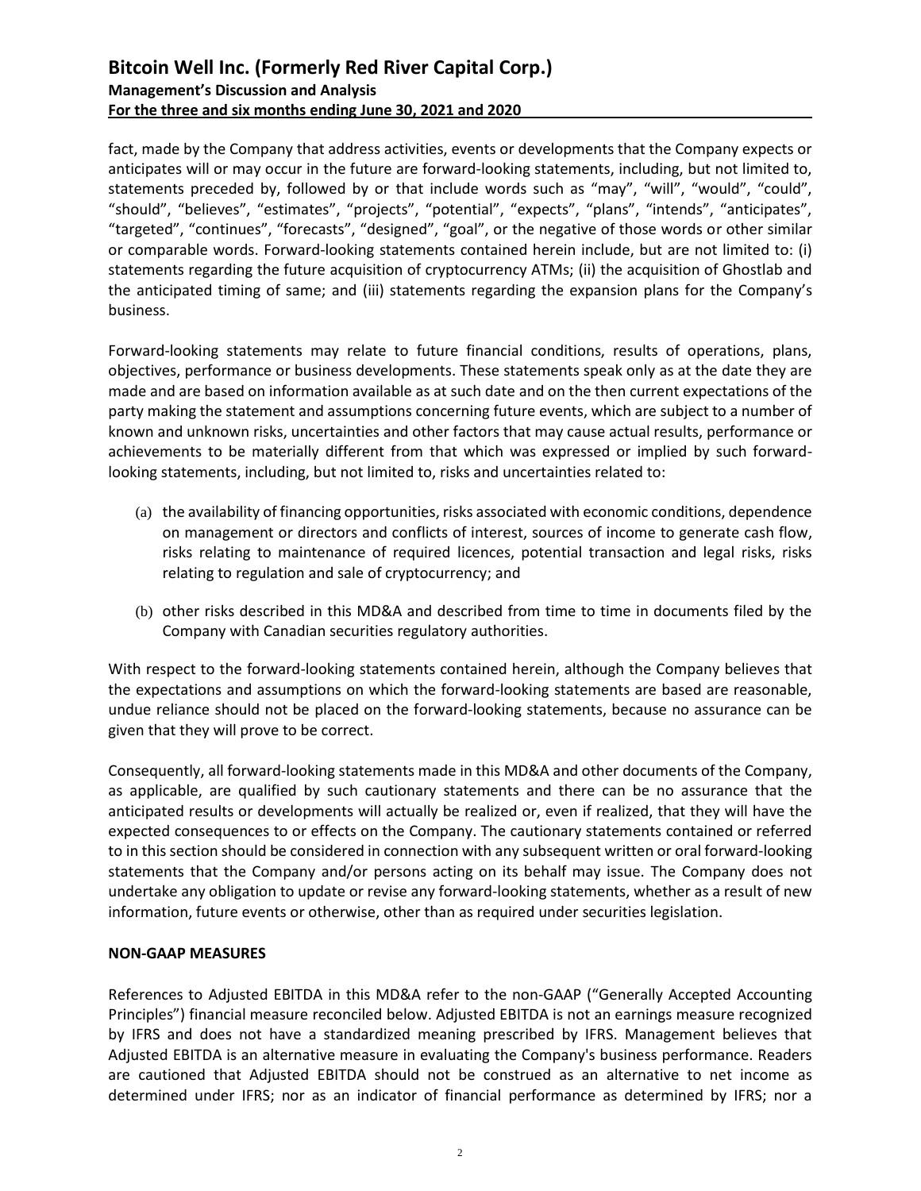fact, made by the Company that address activities, events or developments that the Company expects or anticipates will or may occur in the future are forward-looking statements, including, but not limited to, statements preceded by, followed by or that include words such as "may", "will", "would", "could", "should", "believes", "estimates", "projects", "potential", "expects", "plans", "intends", "anticipates", "targeted", "continues", "forecasts", "designed", "goal", or the negative of those words or other similar or comparable words. Forward-looking statements contained herein include, but are not limited to: (i) statements regarding the future acquisition of cryptocurrency ATMs; (ii) the acquisition of Ghostlab and the anticipated timing of same; and (iii) statements regarding the expansion plans for the Company's business.

Forward-looking statements may relate to future financial conditions, results of operations, plans, objectives, performance or business developments. These statements speak only as at the date they are made and are based on information available as at such date and on the then current expectations of the party making the statement and assumptions concerning future events, which are subject to a number of known and unknown risks, uncertainties and other factors that may cause actual results, performance or achievements to be materially different from that which was expressed or implied by such forward-looking statements, including, but not limited to, risks and uncertainties related to:

(a) the availability of financing opportunities, risks associated with economic conditions, dependence on management or directors and conflicts of interest, sources of income to generate cash flow, risks relating to maintenance of required licences, potential transaction and legal risks, risks relating to regulation and sale of cryptocurrency; and

(b) other risks described in this MD&A and described from time to time in documents filed by the Company with Canadian securities regulatory authorities.

With respect to the forward-looking statements contained herein, although the Company believes that the expectations and assumptions on which the forward-looking statements are based are reasonable, undue reliance should not be placed on the forward-looking statements, because no assurance can be given that they will prove to be correct.

Consequently, all forward-looking statements made in this MD&A and other documents of the Company, as applicable, are qualified by such cautionary statements and there can be no assurance that the anticipated results or developments will actually be realized or, even if realized, that they will have the expected consequences to or effects on the Company. The cautionary statements contained or referred to in this section should be considered in connection with any subsequent written or oral forward-looking statements that the Company and/or persons acting on its behalf may issue. The Company does not undertake any obligation to update or revise any forward-looking statements, whether as a result of new information, future events or otherwise, other than as required under securities legislation.

**NON-GAAP MEASURES**

References to Adjusted EBITDA in this MD&A refer to the non-GAAP ("Generally Accepted Accounting Principles") financial measure reconciled below. Adjusted EBITDA is not an earnings measure recognized by IFRS and does not have a standardized meaning prescribed by IFRS. Management believes that Adjusted EBITDA is an alternative measure in evaluating the Company's business performance. Readers are cautioned that Adjusted EBITDA should not be construed as an alternative to net income as determined under IFRS; nor as an indicator of financial performance as determined by IFRS; nor a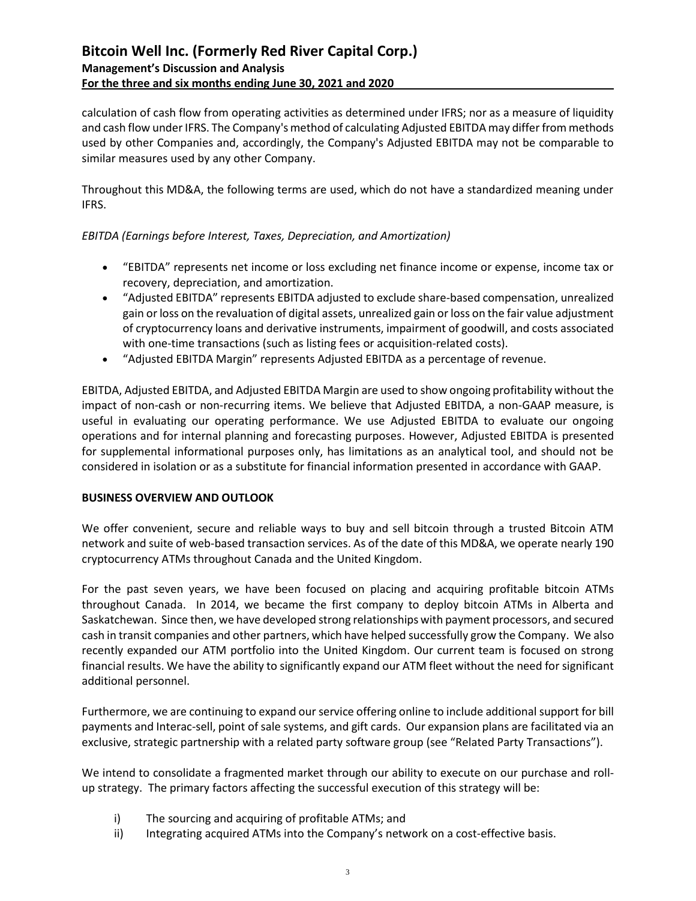calculation of cash flow from operating activities as determined under IFRS; nor as a measure of liquidity and cash flow under IFRS. The Company's method of calculating Adjusted EBITDA may differ from methods used by other Companies and, accordingly, the Company's Adjusted EBITDA may not be comparable to similar measures used by any other Company.

Throughout this MD&A, the following terms are used, which do not have a standardized meaning under IFRS.

*EBITDA (Earnings before Interest, Taxes, Depreciation, and Amortization)*

- "EBITDA" represents net income or loss excluding net finance income or expense, income tax or recovery, depreciation, and amortization.
- "Adjusted EBITDA" represents EBITDA adjusted to exclude share-based compensation, unrealized gain or loss on the revaluation of digital assets, unrealized gain or loss on the fair value adjustment of cryptocurrency loans and derivative instruments, impairment of goodwill, and costs associated with one-time transactions (such as listing fees or acquisition-related costs).
- "Adjusted EBITDA Margin" represents Adjusted EBITDA as a percentage of revenue.

EBITDA, Adjusted EBITDA, and Adjusted EBITDA Margin are used to show ongoing profitability without the impact of non-cash or non-recurring items. We believe that Adjusted EBITDA, a non-GAAP measure, is useful in evaluating our operating performance. We use Adjusted EBITDA to evaluate our ongoing operations and for internal planning and forecasting purposes. However, Adjusted EBITDA is presented for supplemental informational purposes only, has limitations as an analytical tool, and should not be considered in isolation or as a substitute for financial information presented in accordance with GAAP.

## BUSINESS OVERVIEW AND OUTLOOK

We offer convenient, secure and reliable ways to buy and sell bitcoin through a trusted Bitcoin ATM network and suite of web-based transaction services. As of the date of this MD&A, we operate nearly 190 cryptocurrency ATMs throughout Canada and the United Kingdom.

For the past seven years, we have been focused on placing and acquiring profitable bitcoin ATMs throughout Canada. In 2014, we became the first company to deploy bitcoin ATMs in Alberta and Saskatchewan. Since then, we have developed strong relationships with payment processors, and secured cash in transit companies and other partners, which have helped successfully grow the Company. We also recently expanded our ATM portfolio into the United Kingdom. Our current team is focused on strong financial results. We have the ability to significantly expand our ATM fleet without the need for significant additional personnel.

Furthermore, we are continuing to expand our service offering online to include additional support for bill payments and Interac-sell, point of sale systems, and gift cards. Our expansion plans are facilitated via an exclusive, strategic partnership with a related party software group (see "Related Party Transactions").

We intend to consolidate a fragmented market through our ability to execute on our purchase and roll-up strategy. The primary factors affecting the successful execution of this strategy will be:

i) The sourcing and acquiring of profitable ATMs; and
ii) Integrating acquired ATMs into the Company's network on a cost-effective basis.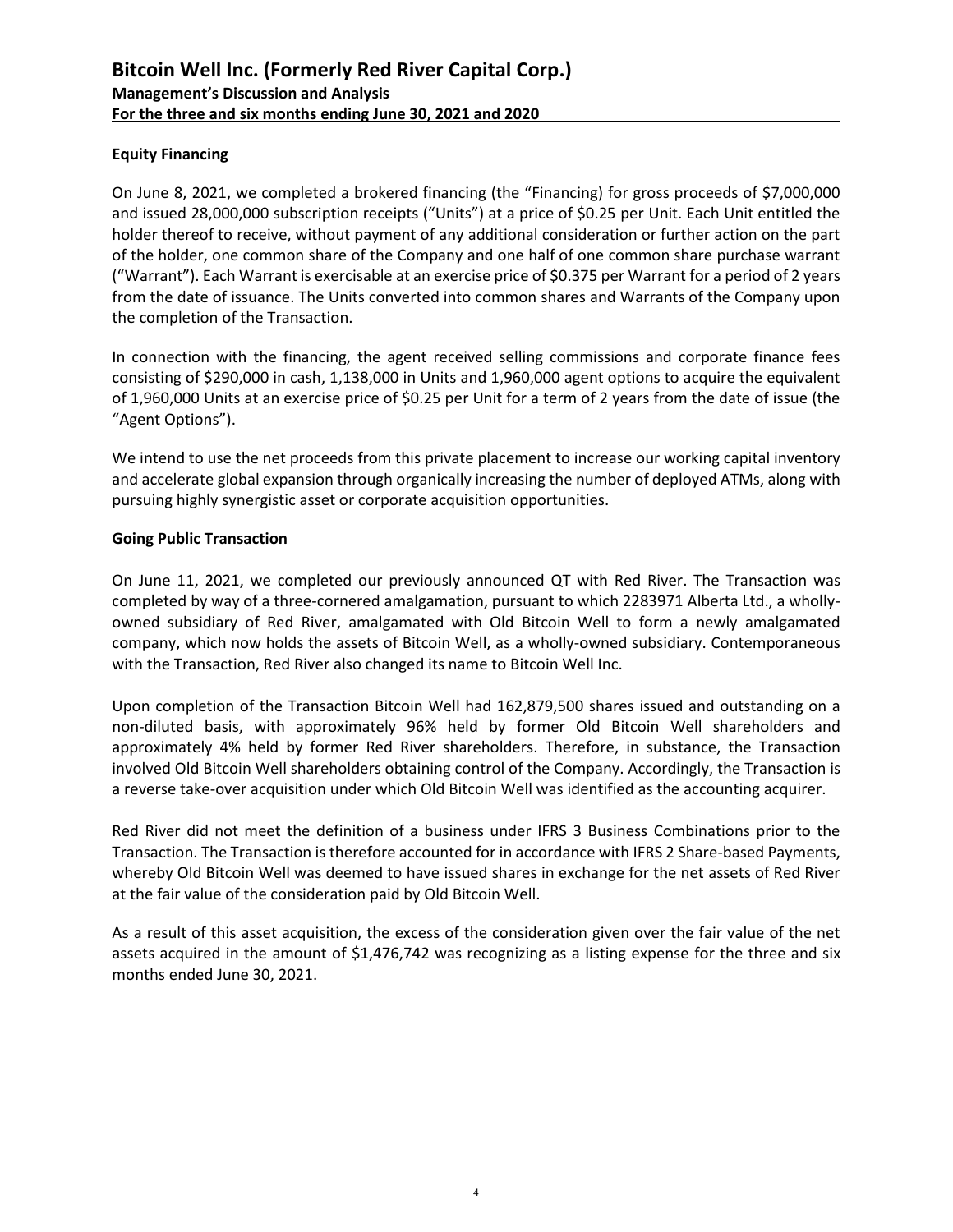## Equity Financing

On June 8, 2021, we completed a brokered financing (the "Financing) for gross proceeds of $7,000,000 and issued 28,000,000 subscription receipts ("Units") at a price of $0.25 per Unit. Each Unit entitled the holder thereof to receive, without payment of any additional consideration or further action on the part of the holder, one common share of the Company and one half of one common share purchase warrant ("Warrant"). Each Warrant is exercisable at an exercise price of $0.375 per Warrant for a period of 2 years from the date of issuance. The Units converted into common shares and Warrants of the Company upon the completion of the Transaction.

In connection with the financing, the agent received selling commissions and corporate finance fees consisting of $290,000 in cash, 1,138,000 in Units and 1,960,000 agent options to acquire the equivalent of 1,960,000 Units at an exercise price of $0.25 per Unit for a term of 2 years from the date of issue (the "Agent Options").

We intend to use the net proceeds from this private placement to increase our working capital inventory and accelerate global expansion through organically increasing the number of deployed ATMs, along with pursuing highly synergistic asset or corporate acquisition opportunities.

## Going Public Transaction

On June 11, 2021, we completed our previously announced QT with Red River. The Transaction was completed by way of a three-cornered amalgamation, pursuant to which 2283971 Alberta Ltd., a wholly-owned subsidiary of Red River, amalgamated with Old Bitcoin Well to form a newly amalgamated company, which now holds the assets of Bitcoin Well, as a wholly-owned subsidiary. Contemporaneous with the Transaction, Red River also changed its name to Bitcoin Well Inc.

Upon completion of the Transaction Bitcoin Well had 162,879,500 shares issued and outstanding on a non-diluted basis, with approximately 96% held by former Old Bitcoin Well shareholders and approximately 4% held by former Red River shareholders. Therefore, in substance, the Transaction involved Old Bitcoin Well shareholders obtaining control of the Company. Accordingly, the Transaction is a reverse take-over acquisition under which Old Bitcoin Well was identified as the accounting acquirer.

Red River did not meet the definition of a business under IFRS 3 Business Combinations prior to the Transaction. The Transaction is therefore accounted for in accordance with IFRS 2 Share-based Payments, whereby Old Bitcoin Well was deemed to have issued shares in exchange for the net assets of Red River at the fair value of the consideration paid by Old Bitcoin Well.

As a result of this asset acquisition, the excess of the consideration given over the fair value of the net assets acquired in the amount of $1,476,742 was recognizing as a listing expense for the three and six months ended June 30, 2021.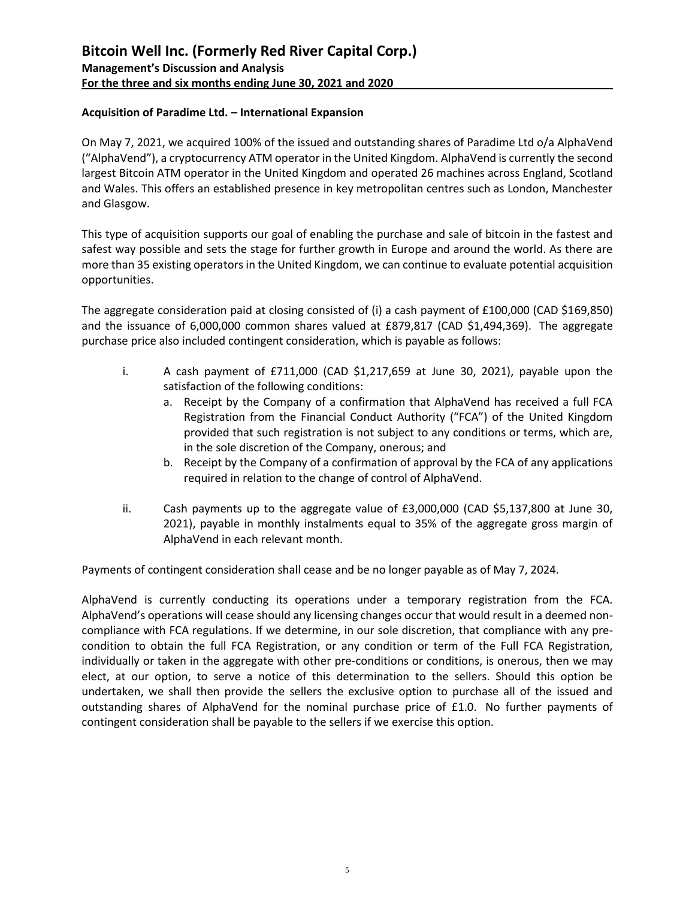### Acquisition of Paradime Ltd. – International Expansion

On May 7, 2021, we acquired 100% of the issued and outstanding shares of Paradime Ltd o/a AlphaVend ("AlphaVend"), a cryptocurrency ATM operator in the United Kingdom. AlphaVend is currently the second largest Bitcoin ATM operator in the United Kingdom and operated 26 machines across England, Scotland and Wales. This offers an established presence in key metropolitan centres such as London, Manchester and Glasgow.

This type of acquisition supports our goal of enabling the purchase and sale of bitcoin in the fastest and safest way possible and sets the stage for further growth in Europe and around the world. As there are more than 35 existing operators in the United Kingdom, we can continue to evaluate potential acquisition opportunities.

The aggregate consideration paid at closing consisted of (i) a cash payment of £100,000 (CAD $169,850) and the issuance of 6,000,000 common shares valued at £879,817 (CAD $1,494,369). The aggregate purchase price also included contingent consideration, which is payable as follows:

i. A cash payment of £711,000 (CAD $1,217,659 at June 30, 2021), payable upon the satisfaction of the following conditions:
   a. Receipt by the Company of a confirmation that AlphaVend has received a full FCA Registration from the Financial Conduct Authority ("FCA") of the United Kingdom provided that such registration is not subject to any conditions or terms, which are, in the sole discretion of the Company, onerous; and
   b. Receipt by the Company of a confirmation of approval by the FCA of any applications required in relation to the change of control of AlphaVend.

ii. Cash payments up to the aggregate value of £3,000,000 (CAD $5,137,800 at June 30, 2021), payable in monthly instalments equal to 35% of the aggregate gross margin of AlphaVend in each relevant month.

Payments of contingent consideration shall cease and be no longer payable as of May 7, 2024.

AlphaVend is currently conducting its operations under a temporary registration from the FCA. AlphaVend's operations will cease should any licensing changes occur that would result in a deemed non-compliance with FCA regulations. If we determine, in our sole discretion, that compliance with any pre-condition to obtain the full FCA Registration, or any condition or term of the Full FCA Registration, individually or taken in the aggregate with other pre-conditions or conditions, is onerous, then we may elect, at our option, to serve a notice of this determination to the sellers. Should this option be undertaken, we shall then provide the sellers the exclusive option to purchase all of the issued and outstanding shares of AlphaVend for the nominal purchase price of £1.0. No further payments of contingent consideration shall be payable to the sellers if we exercise this option.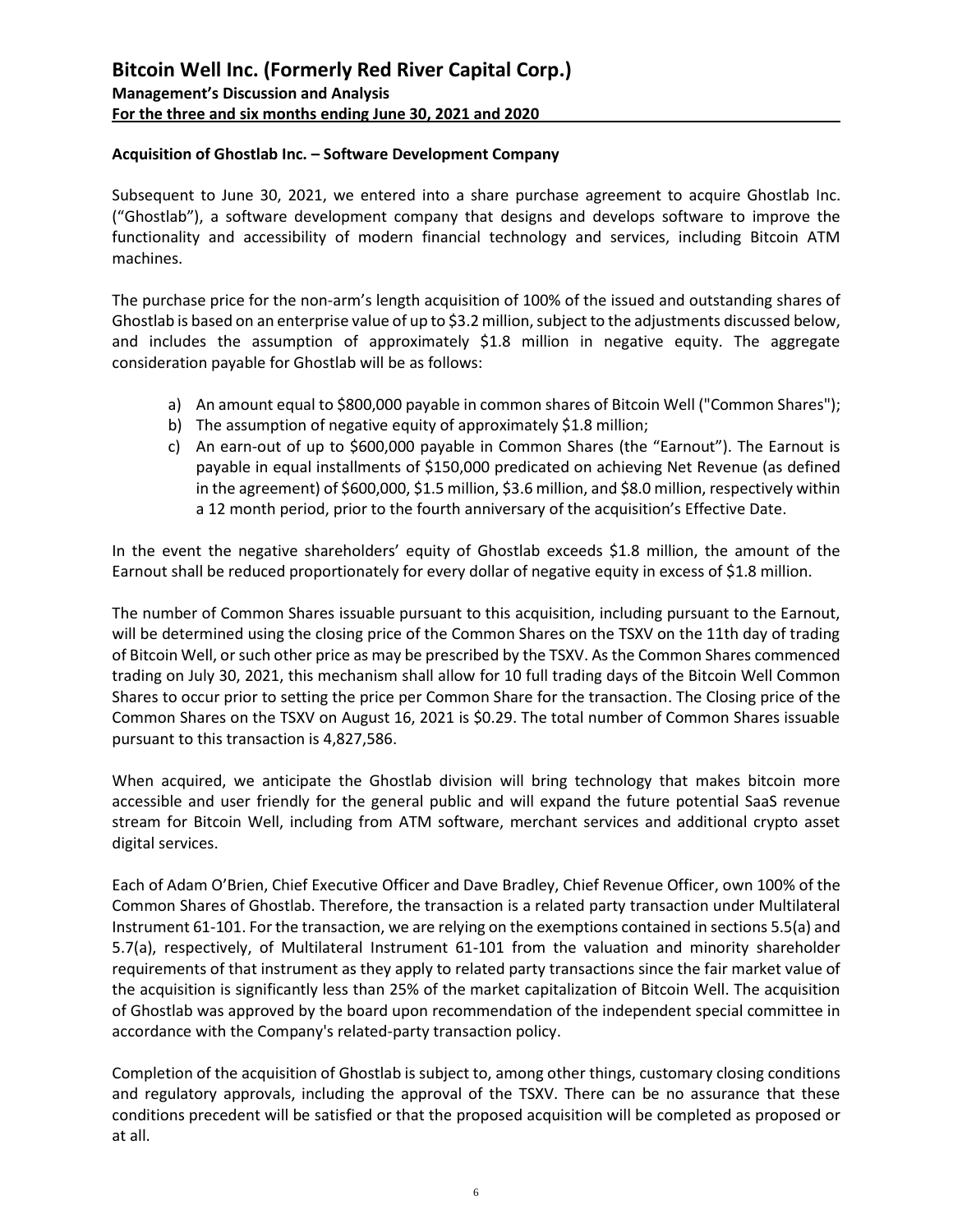### Acquisition of Ghostlab Inc. – Software Development Company

Subsequent to June 30, 2021, we entered into a share purchase agreement to acquire Ghostlab Inc. ("Ghostlab"), a software development company that designs and develops software to improve the functionality and accessibility of modern financial technology and services, including Bitcoin ATM machines.

The purchase price for the non-arm's length acquisition of 100% of the issued and outstanding shares of Ghostlab is based on an enterprise value of up to $3.2 million, subject to the adjustments discussed below, and includes the assumption of approximately $1.8 million in negative equity. The aggregate consideration payable for Ghostlab will be as follows:

a) An amount equal to $800,000 payable in common shares of Bitcoin Well ("Common Shares");
b) The assumption of negative equity of approximately $1.8 million;
c) An earn-out of up to $600,000 payable in Common Shares (the "Earnout"). The Earnout is payable in equal installments of $150,000 predicated on achieving Net Revenue (as defined in the agreement) of $600,000, $1.5 million, $3.6 million, and $8.0 million, respectively within a 12 month period, prior to the fourth anniversary of the acquisition's Effective Date.

In the event the negative shareholders' equity of Ghostlab exceeds $1.8 million, the amount of the Earnout shall be reduced proportionately for every dollar of negative equity in excess of $1.8 million.

The number of Common Shares issuable pursuant to this acquisition, including pursuant to the Earnout, will be determined using the closing price of the Common Shares on the TSXV on the 11th day of trading of Bitcoin Well, or such other price as may be prescribed by the TSXV. As the Common Shares commenced trading on July 30, 2021, this mechanism shall allow for 10 full trading days of the Bitcoin Well Common Shares to occur prior to setting the price per Common Share for the transaction. The Closing price of the Common Shares on the TSXV on August 16, 2021 is $0.29. The total number of Common Shares issuable pursuant to this transaction is 4,827,586.

When acquired, we anticipate the Ghostlab division will bring technology that makes bitcoin more accessible and user friendly for the general public and will expand the future potential SaaS revenue stream for Bitcoin Well, including from ATM software, merchant services and additional crypto asset digital services.

Each of Adam O'Brien, Chief Executive Officer and Dave Bradley, Chief Revenue Officer, own 100% of the Common Shares of Ghostlab. Therefore, the transaction is a related party transaction under Multilateral Instrument 61-101. For the transaction, we are relying on the exemptions contained in sections 5.5(a) and 5.7(a), respectively, of Multilateral Instrument 61-101 from the valuation and minority shareholder requirements of that instrument as they apply to related party transactions since the fair market value of the acquisition is significantly less than 25% of the market capitalization of Bitcoin Well. The acquisition of Ghostlab was approved by the board upon recommendation of the independent special committee in accordance with the Company's related-party transaction policy.

Completion of the acquisition of Ghostlab is subject to, among other things, customary closing conditions and regulatory approvals, including the approval of the TSXV. There can be no assurance that these conditions precedent will be satisfied or that the proposed acquisition will be completed as proposed or at all.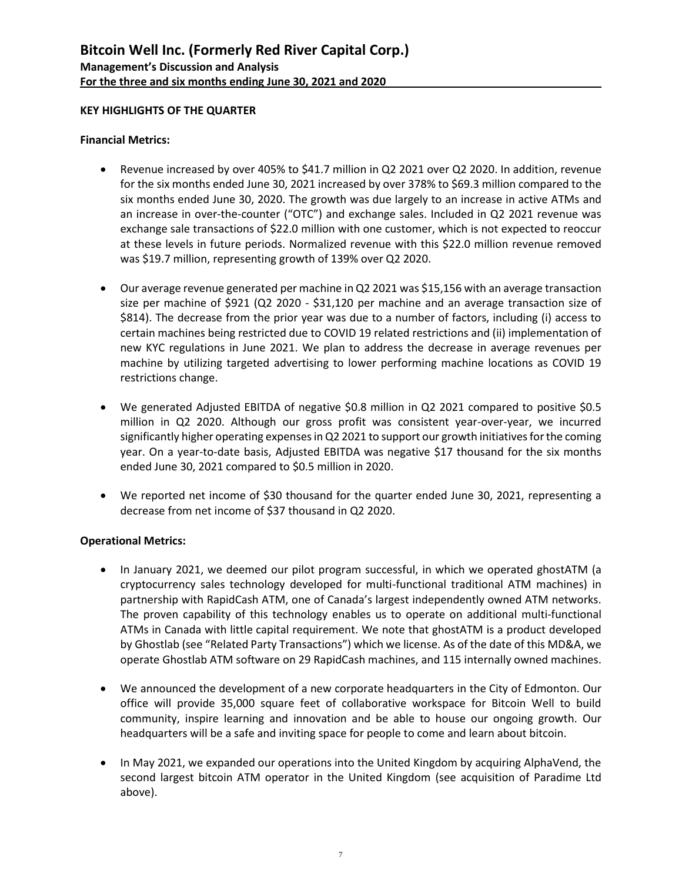**KEY HIGHLIGHTS OF THE QUARTER**

**Financial Metrics:**

- Revenue increased by over 405% to $41.7 million in Q2 2021 over Q2 2020. In addition, revenue for the six months ended June 30, 2021 increased by over 378% to $69.3 million compared to the six months ended June 30, 2020. The growth was due largely to an increase in active ATMs and an increase in over-the-counter ("OTC") and exchange sales. Included in Q2 2021 revenue was exchange sale transactions of $22.0 million with one customer, which is not expected to reoccur at these levels in future periods. Normalized revenue with this $22.0 million revenue removed was $19.7 million, representing growth of 139% over Q2 2020.

- Our average revenue generated per machine in Q2 2021 was $15,156 with an average transaction size per machine of $921 (Q2 2020 - $31,120 per machine and an average transaction size of $814). The decrease from the prior year was due to a number of factors, including (i) access to certain machines being restricted due to COVID 19 related restrictions and (ii) implementation of new KYC regulations in June 2021. We plan to address the decrease in average revenues per machine by utilizing targeted advertising to lower performing machine locations as COVID 19 restrictions change.

- We generated Adjusted EBITDA of negative $0.8 million in Q2 2021 compared to positive $0.5 million in Q2 2020. Although our gross profit was consistent year-over-year, we incurred significantly higher operating expenses in Q2 2021 to support our growth initiatives for the coming year. On a year-to-date basis, Adjusted EBITDA was negative $17 thousand for the six months ended June 30, 2021 compared to $0.5 million in 2020.

- We reported net income of $30 thousand for the quarter ended June 30, 2021, representing a decrease from net income of $37 thousand in Q2 2020.

**Operational Metrics:**

- In January 2021, we deemed our pilot program successful, in which we operated ghostATM (a cryptocurrency sales technology developed for multi-functional traditional ATM machines) in partnership with RapidCash ATM, one of Canada's largest independently owned ATM networks. The proven capability of this technology enables us to operate on additional multi-functional ATMs in Canada with little capital requirement. We note that ghostATM is a product developed by Ghostlab (see "Related Party Transactions") which we license. As of the date of this MD&A, we operate Ghostlab ATM software on 29 RapidCash machines, and 115 internally owned machines.

- We announced the development of a new corporate headquarters in the City of Edmonton. Our office will provide 35,000 square feet of collaborative workspace for Bitcoin Well to build community, inspire learning and innovation and be able to house our ongoing growth. Our headquarters will be a safe and inviting space for people to come and learn about bitcoin.

- In May 2021, we expanded our operations into the United Kingdom by acquiring AlphaVend, the second largest bitcoin ATM operator in the United Kingdom (see acquisition of Paradime Ltd above).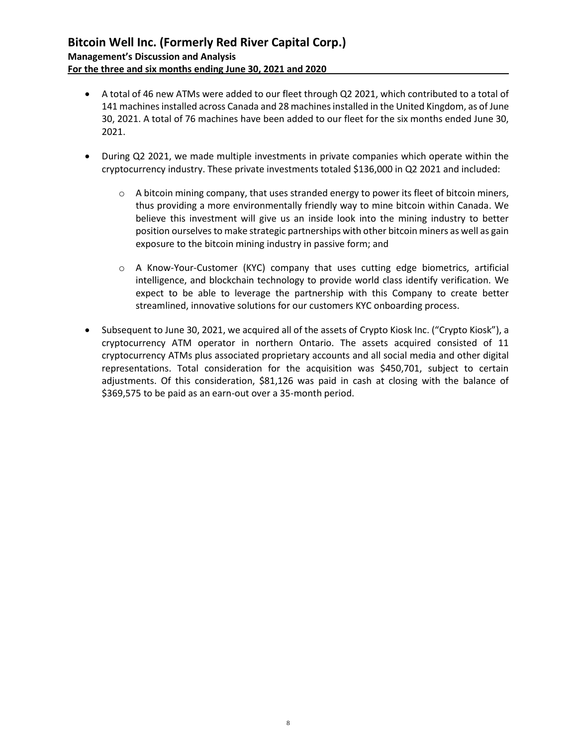- A total of 46 new ATMs were added to our fleet through Q2 2021, which contributed to a total of 141 machines installed across Canada and 28 machines installed in the United Kingdom, as of June 30, 2021. A total of 76 machines have been added to our fleet for the six months ended June 30, 2021.

- During Q2 2021, we made multiple investments in private companies which operate within the cryptocurrency industry. These private investments totaled $136,000 in Q2 2021 and included:

  - A bitcoin mining company, that uses stranded energy to power its fleet of bitcoin miners, thus providing a more environmentally friendly way to mine bitcoin within Canada. We believe this investment will give us an inside look into the mining industry to better position ourselves to make strategic partnerships with other bitcoin miners as well as gain exposure to the bitcoin mining industry in passive form; and

  - A Know-Your-Customer (KYC) company that uses cutting edge biometrics, artificial intelligence, and blockchain technology to provide world class identify verification. We expect to be able to leverage the partnership with this Company to create better streamlined, innovative solutions for our customers KYC onboarding process.

- Subsequent to June 30, 2021, we acquired all of the assets of Crypto Kiosk Inc. ("Crypto Kiosk"), a cryptocurrency ATM operator in northern Ontario. The assets acquired consisted of 11 cryptocurrency ATMs plus associated proprietary accounts and all social media and other digital representations. Total consideration for the acquisition was $450,701, subject to certain adjustments. Of this consideration, $81,126 was paid in cash at closing with the balance of $369,575 to be paid as an earn-out over a 35-month period.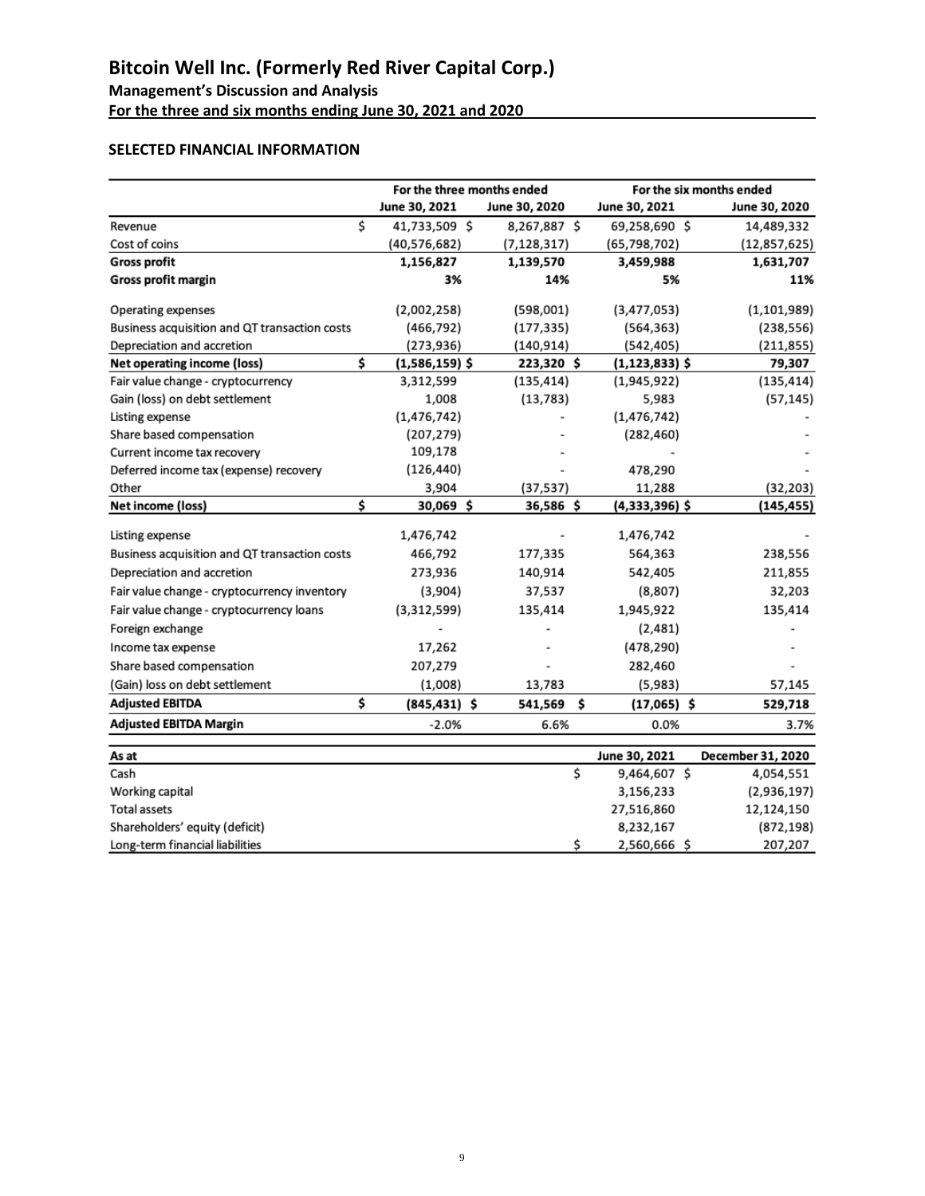## SELECTED FINANCIAL INFORMATION

| | For the three months ended | | For the six months ended | |
|---|---|---|---|---|
| | June 30, 2021 | June 30, 2020 | June 30, 2021 | June 30, 2020 |
| Revenue | $ 41,733,509 | $ 8,267,887 | $ 69,258,690 | $ 14,489,332 |
| Cost of coins | (40,576,682) | (7,128,317) | (65,798,702) | (12,857,625) |
| **Gross profit** | **1,156,827** | **1,139,570** | **3,459,988** | **1,631,707** |
| **Gross profit margin** | **3%** | **14%** | **5%** | **11%** |
| Operating expenses | (2,002,258) | (598,001) | (3,477,053) | (1,101,989) |
| Business acquisition and QT transaction costs | (466,792) | (177,335) | (564,363) | (238,556) |
| Depreciation and accretion | (273,936) | (140,914) | (542,405) | (211,855) |
| **Net operating income (loss)** | **$ (1,586,159)** | **$ 223,320** | **$ (1,123,833)** | **$ 79,307** |
| Fair value change - cryptocurrency | 3,312,599 | (135,414) | (1,945,922) | (135,414) |
| Gain (loss) on debt settlement | 1,008 | (13,783) | 5,983 | (57,145) |
| Listing expense | (1,476,742) | - | (1,476,742) | - |
| Share based compensation | (207,279) | - | (282,460) | - |
| Current income tax recovery | 109,178 | - | - | - |
| Deferred income tax (expense) recovery | (126,440) | - | 478,290 | - |
| Other | 3,904 | (37,537) | 11,288 | (32,203) |
| **Net income (loss)** | **$ 30,069** | **$ 36,586** | **$ (4,333,396)** | **$ (145,455)** |
| Listing expense | 1,476,742 | - | 1,476,742 | - |
| Business acquisition and QT transaction costs | 466,792 | 177,335 | 564,363 | 238,556 |
| Depreciation and accretion | 273,936 | 140,914 | 542,405 | 211,855 |
| Fair value change - cryptocurrency inventory | (3,904) | 37,537 | (8,807) | 32,203 |
| Fair value change - cryptocurrency loans | (3,312,599) | 135,414 | 1,945,922 | 135,414 |
| Foreign exchange | - | - | (2,481) | - |
| Income tax expense | 17,262 | - | (478,290) | - |
| Share based compensation | 207,279 | - | 282,460 | - |
| (Gain) loss on debt settlement | (1,008) | 13,783 | (5,983) | 57,145 |
| **Adjusted EBITDA** | **$ (845,431)** | **$ 541,569** | **$ (17,065)** | **$ 529,718** |
| **Adjusted EBITDA Margin** | **-2.0%** | **6.6%** | **0.0%** | **3.7%** |

| As at | June 30, 2021 | December 31, 2020 |
|---|---|---|
| Cash | $ 9,464,607 | $ 4,054,551 |
| Working capital | 3,156,233 | (2,936,197) |
| Total assets | 27,516,860 | 12,124,150 |
| Shareholders' equity (deficit) | 8,232,167 | (872,198) |
| Long-term financial liabilities | $ 2,560,666 | $ 207,207 |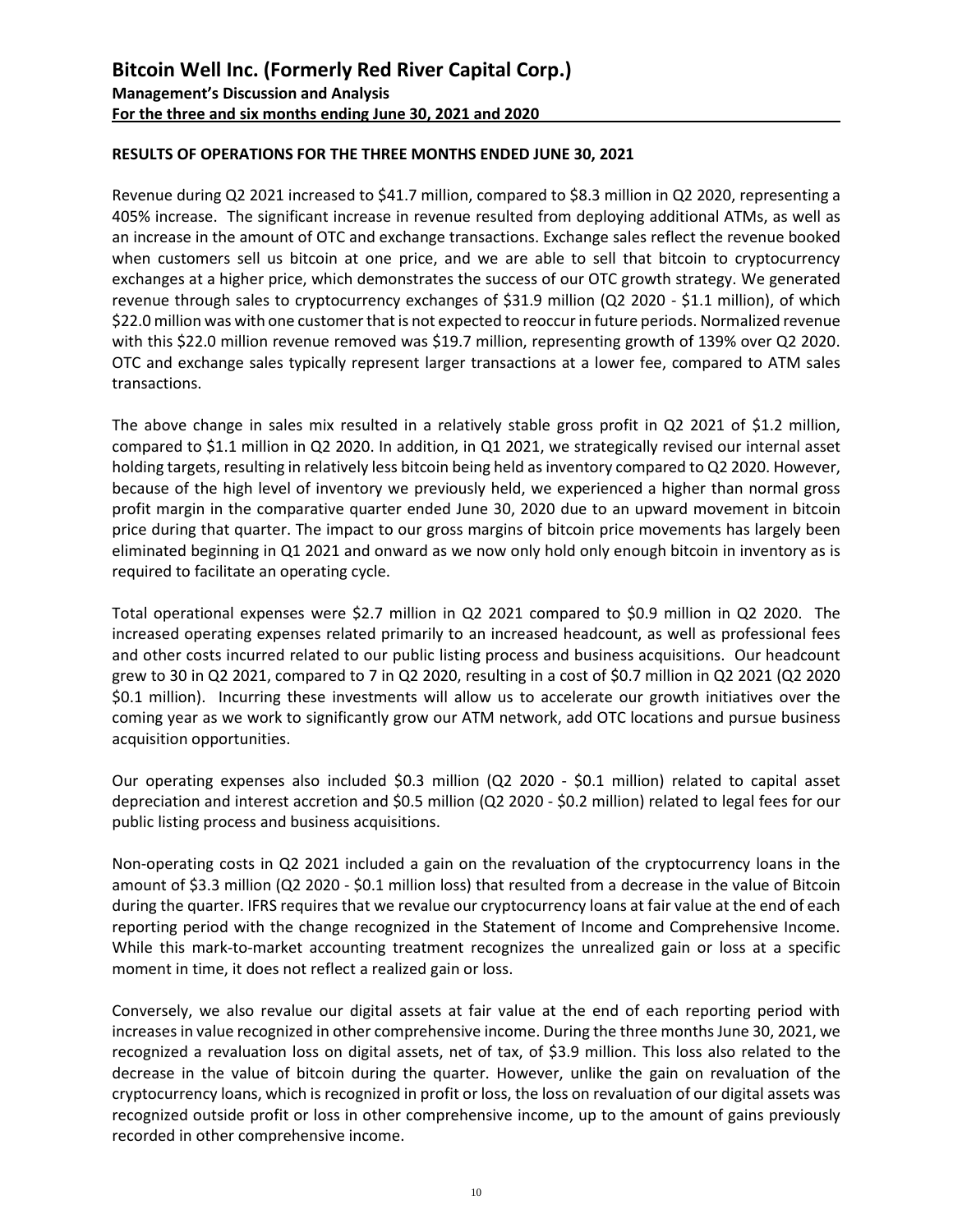## RESULTS OF OPERATIONS FOR THE THREE MONTHS ENDED JUNE 30, 2021

Revenue during Q2 2021 increased to $41.7 million, compared to $8.3 million in Q2 2020, representing a 405% increase. The significant increase in revenue resulted from deploying additional ATMs, as well as an increase in the amount of OTC and exchange transactions. Exchange sales reflect the revenue booked when customers sell us bitcoin at one price, and we are able to sell that bitcoin to cryptocurrency exchanges at a higher price, which demonstrates the success of our OTC growth strategy. We generated revenue through sales to cryptocurrency exchanges of $31.9 million (Q2 2020 - $1.1 million), of which $22.0 million was with one customer that is not expected to reoccur in future periods. Normalized revenue with this $22.0 million revenue removed was $19.7 million, representing growth of 139% over Q2 2020. OTC and exchange sales typically represent larger transactions at a lower fee, compared to ATM sales transactions.

The above change in sales mix resulted in a relatively stable gross profit in Q2 2021 of $1.2 million, compared to $1.1 million in Q2 2020. In addition, in Q1 2021, we strategically revised our internal asset holding targets, resulting in relatively less bitcoin being held as inventory compared to Q2 2020. However, because of the high level of inventory we previously held, we experienced a higher than normal gross profit margin in the comparative quarter ended June 30, 2020 due to an upward movement in bitcoin price during that quarter. The impact to our gross margins of bitcoin price movements has largely been eliminated beginning in Q1 2021 and onward as we now only hold only enough bitcoin in inventory as is required to facilitate an operating cycle.

Total operational expenses were $2.7 million in Q2 2021 compared to $0.9 million in Q2 2020. The increased operating expenses related primarily to an increased headcount, as well as professional fees and other costs incurred related to our public listing process and business acquisitions. Our headcount grew to 30 in Q2 2021, compared to 7 in Q2 2020, resulting in a cost of $0.7 million in Q2 2021 (Q2 2020 $0.1 million). Incurring these investments will allow us to accelerate our growth initiatives over the coming year as we work to significantly grow our ATM network, add OTC locations and pursue business acquisition opportunities.

Our operating expenses also included $0.3 million (Q2 2020 - $0.1 million) related to capital asset depreciation and interest accretion and $0.5 million (Q2 2020 - $0.2 million) related to legal fees for our public listing process and business acquisitions.

Non-operating costs in Q2 2021 included a gain on the revaluation of the cryptocurrency loans in the amount of $3.3 million (Q2 2020 - $0.1 million loss) that resulted from a decrease in the value of Bitcoin during the quarter. IFRS requires that we revalue our cryptocurrency loans at fair value at the end of each reporting period with the change recognized in the Statement of Income and Comprehensive Income. While this mark-to-market accounting treatment recognizes the unrealized gain or loss at a specific moment in time, it does not reflect a realized gain or loss.

Conversely, we also revalue our digital assets at fair value at the end of each reporting period with increases in value recognized in other comprehensive income. During the three months June 30, 2021, we recognized a revaluation loss on digital assets, net of tax, of $3.9 million. This loss also related to the decrease in the value of bitcoin during the quarter. However, unlike the gain on revaluation of the cryptocurrency loans, which is recognized in profit or loss, the loss on revaluation of our digital assets was recognized outside profit or loss in other comprehensive income, up to the amount of gains previously recorded in other comprehensive income.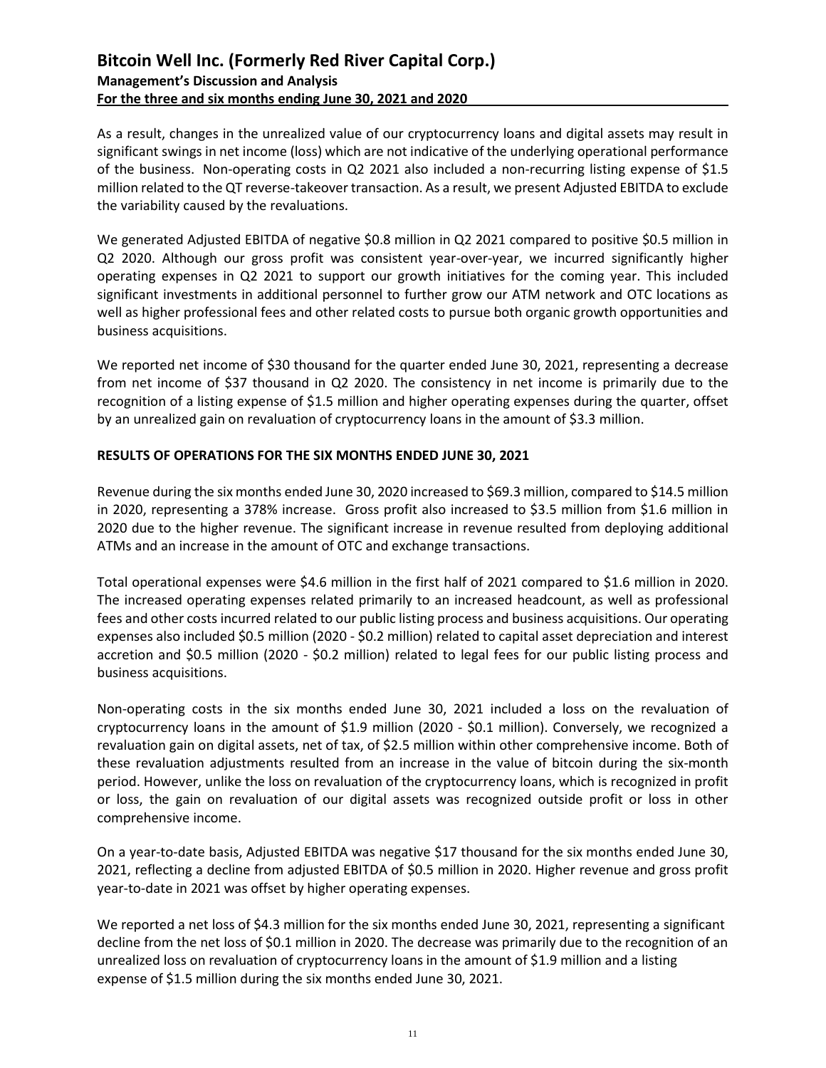As a result, changes in the unrealized value of our cryptocurrency loans and digital assets may result in significant swings in net income (loss) which are not indicative of the underlying operational performance of the business. Non-operating costs in Q2 2021 also included a non-recurring listing expense of $1.5 million related to the QT reverse-takeover transaction. As a result, we present Adjusted EBITDA to exclude the variability caused by the revaluations.

We generated Adjusted EBITDA of negative $0.8 million in Q2 2021 compared to positive $0.5 million in Q2 2020. Although our gross profit was consistent year-over-year, we incurred significantly higher operating expenses in Q2 2021 to support our growth initiatives for the coming year. This included significant investments in additional personnel to further grow our ATM network and OTC locations as well as higher professional fees and other related costs to pursue both organic growth opportunities and business acquisitions.

We reported net income of $30 thousand for the quarter ended June 30, 2021, representing a decrease from net income of $37 thousand in Q2 2020. The consistency in net income is primarily due to the recognition of a listing expense of $1.5 million and higher operating expenses during the quarter, offset by an unrealized gain on revaluation of cryptocurrency loans in the amount of $3.3 million.

**RESULTS OF OPERATIONS FOR THE SIX MONTHS ENDED JUNE 30, 2021**

Revenue during the six months ended June 30, 2020 increased to $69.3 million, compared to $14.5 million in 2020, representing a 378% increase. Gross profit also increased to $3.5 million from $1.6 million in 2020 due to the higher revenue. The significant increase in revenue resulted from deploying additional ATMs and an increase in the amount of OTC and exchange transactions.

Total operational expenses were $4.6 million in the first half of 2021 compared to $1.6 million in 2020. The increased operating expenses related primarily to an increased headcount, as well as professional fees and other costs incurred related to our public listing process and business acquisitions. Our operating expenses also included $0.5 million (2020 - $0.2 million) related to capital asset depreciation and interest accretion and $0.5 million (2020 - $0.2 million) related to legal fees for our public listing process and business acquisitions.

Non-operating costs in the six months ended June 30, 2021 included a loss on the revaluation of cryptocurrency loans in the amount of $1.9 million (2020 - $0.1 million). Conversely, we recognized a revaluation gain on digital assets, net of tax, of $2.5 million within other comprehensive income. Both of these revaluation adjustments resulted from an increase in the value of bitcoin during the six-month period. However, unlike the loss on revaluation of the cryptocurrency loans, which is recognized in profit or loss, the gain on revaluation of our digital assets was recognized outside profit or loss in other comprehensive income.

On a year-to-date basis, Adjusted EBITDA was negative $17 thousand for the six months ended June 30, 2021, reflecting a decline from adjusted EBITDA of $0.5 million in 2020. Higher revenue and gross profit year-to-date in 2021 was offset by higher operating expenses.

We reported a net loss of $4.3 million for the six months ended June 30, 2021, representing a significant decline from the net loss of $0.1 million in 2020. The decrease was primarily due to the recognition of an unrealized loss on revaluation of cryptocurrency loans in the amount of $1.9 million and a listing expense of $1.5 million during the six months ended June 30, 2021.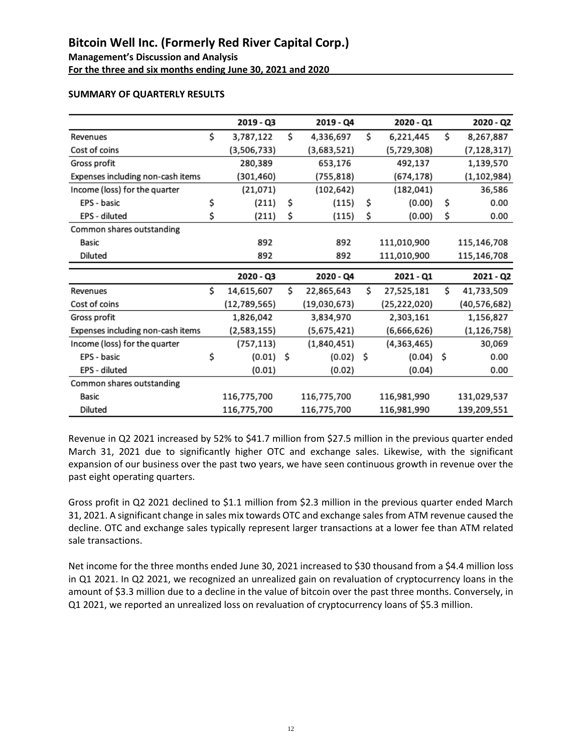# Bitcoin Well Inc. (Formerly Red River Capital Corp.)

**Management's Discussion and Analysis**

**For the three and six months ending June 30, 2021 and 2020**

## SUMMARY OF QUARTERLY RESULTS

| | 2019 - Q3 | 2019 - Q4 | 2020 - Q1 | 2020 - Q2 |
|---|---|---|---|---|
| Revenues | $ 3,787,122 | $ 4,336,697 | $ 6,221,445 | $ 8,267,887 |
| Cost of coins | (3,506,733) | (3,683,521) | (5,729,308) | (7,128,317) |
| Gross profit | 280,389 | 653,176 | 492,137 | 1,139,570 |
| Expenses including non-cash items | (301,460) | (755,818) | (674,178) | (1,102,984) |
| Income (loss) for the quarter | (21,071) | (102,642) | (182,041) | 36,586 |
| EPS - basic | $ (211) | $ (115) | $ (0.00) | $ 0.00 |
| EPS - diluted | $ (211) | $ (115) | $ (0.00) | $ 0.00 |
| Common shares outstanding | | | | |
| Basic | 892 | 892 | 111,010,900 | 115,146,708 |
| Diluted | 892 | 892 | 111,010,900 | 115,146,708 |

| | 2020 - Q3 | 2020 - Q4 | 2021 - Q1 | 2021 - Q2 |
|---|---|---|---|---|
| Revenues | $ 14,615,607 | $ 22,865,643 | $ 27,525,181 | $ 41,733,509 |
| Cost of coins | (12,789,565) | (19,030,673) | (25,222,020) | (40,576,682) |
| Gross profit | 1,826,042 | 3,834,970 | 2,303,161 | 1,156,827 |
| Expenses including non-cash items | (2,583,155) | (5,675,421) | (6,666,626) | (1,126,758) |
| Income (loss) for the quarter | (757,113) | (1,840,451) | (4,363,465) | 30,069 |
| EPS - basic | $ (0.01) | $ (0.02) | $ (0.04) | $ 0.00 |
| EPS - diluted | (0.01) | (0.02) | (0.04) | 0.00 |
| Common shares outstanding | | | | |
| Basic | 116,775,700 | 116,775,700 | 116,981,990 | 131,029,537 |
| Diluted | 116,775,700 | 116,775,700 | 116,981,990 | 139,209,551 |

Revenue in Q2 2021 increased by 52% to $41.7 million from $27.5 million in the previous quarter ended March 31, 2021 due to significantly higher OTC and exchange sales. Likewise, with the significant expansion of our business over the past two years, we have seen continuous growth in revenue over the past eight operating quarters.

Gross profit in Q2 2021 declined to $1.1 million from $2.3 million in the previous quarter ended March 31, 2021. A significant change in sales mix towards OTC and exchange sales from ATM revenue caused the decline. OTC and exchange sales typically represent larger transactions at a lower fee than ATM related sale transactions.

Net income for the three months ended June 30, 2021 increased to $30 thousand from a $4.4 million loss in Q1 2021. In Q2 2021, we recognized an unrealized gain on revaluation of cryptocurrency loans in the amount of $3.3 million due to a decline in the value of bitcoin over the past three months. Conversely, in Q1 2021, we reported an unrealized loss on revaluation of cryptocurrency loans of $5.3 million.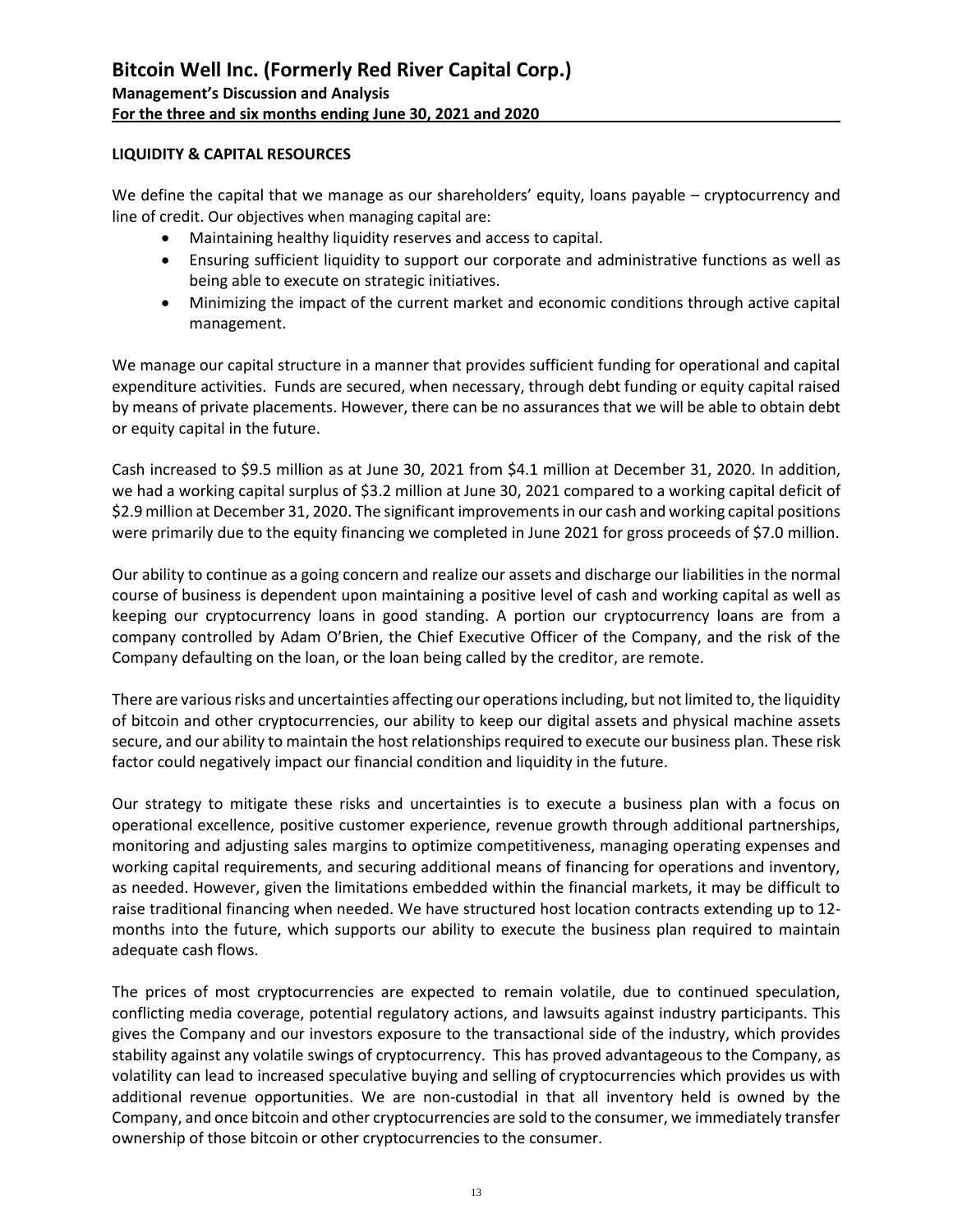## LIQUIDITY & CAPITAL RESOURCES

We define the capital that we manage as our shareholders' equity, loans payable – cryptocurrency and line of credit. Our objectives when managing capital are:

- Maintaining healthy liquidity reserves and access to capital.
- Ensuring sufficient liquidity to support our corporate and administrative functions as well as being able to execute on strategic initiatives.
- Minimizing the impact of the current market and economic conditions through active capital management.

We manage our capital structure in a manner that provides sufficient funding for operational and capital expenditure activities. Funds are secured, when necessary, through debt funding or equity capital raised by means of private placements. However, there can be no assurances that we will be able to obtain debt or equity capital in the future.

Cash increased to $9.5 million as at June 30, 2021 from $4.1 million at December 31, 2020. In addition, we had a working capital surplus of $3.2 million at June 30, 2021 compared to a working capital deficit of $2.9 million at December 31, 2020. The significant improvements in our cash and working capital positions were primarily due to the equity financing we completed in June 2021 for gross proceeds of $7.0 million.

Our ability to continue as a going concern and realize our assets and discharge our liabilities in the normal course of business is dependent upon maintaining a positive level of cash and working capital as well as keeping our cryptocurrency loans in good standing. A portion our cryptocurrency loans are from a company controlled by Adam O'Brien, the Chief Executive Officer of the Company, and the risk of the Company defaulting on the loan, or the loan being called by the creditor, are remote.

There are various risks and uncertainties affecting our operations including, but not limited to, the liquidity of bitcoin and other cryptocurrencies, our ability to keep our digital assets and physical machine assets secure, and our ability to maintain the host relationships required to execute our business plan. These risk factor could negatively impact our financial condition and liquidity in the future.

Our strategy to mitigate these risks and uncertainties is to execute a business plan with a focus on operational excellence, positive customer experience, revenue growth through additional partnerships, monitoring and adjusting sales margins to optimize competitiveness, managing operating expenses and working capital requirements, and securing additional means of financing for operations and inventory, as needed. However, given the limitations embedded within the financial markets, it may be difficult to raise traditional financing when needed. We have structured host location contracts extending up to 12-months into the future, which supports our ability to execute the business plan required to maintain adequate cash flows.

The prices of most cryptocurrencies are expected to remain volatile, due to continued speculation, conflicting media coverage, potential regulatory actions, and lawsuits against industry participants. This gives the Company and our investors exposure to the transactional side of the industry, which provides stability against any volatile swings of cryptocurrency. This has proved advantageous to the Company, as volatility can lead to increased speculative buying and selling of cryptocurrencies which provides us with additional revenue opportunities. We are non-custodial in that all inventory held is owned by the Company, and once bitcoin and other cryptocurrencies are sold to the consumer, we immediately transfer ownership of those bitcoin or other cryptocurrencies to the consumer.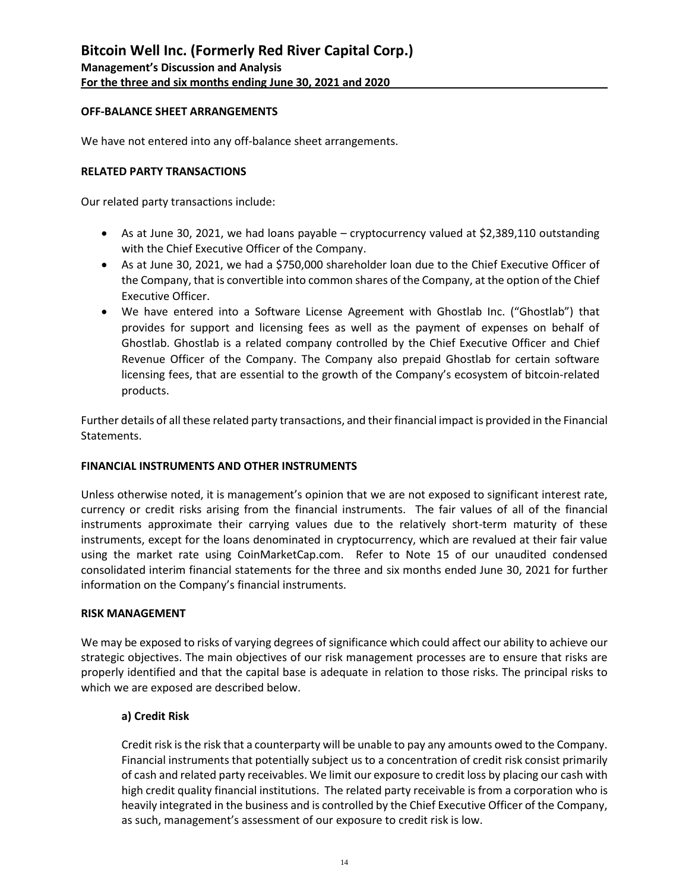## OFF-BALANCE SHEET ARRANGEMENTS

We have not entered into any off-balance sheet arrangements.

## RELATED PARTY TRANSACTIONS

Our related party transactions include:

- As at June 30, 2021, we had loans payable – cryptocurrency valued at $2,389,110 outstanding with the Chief Executive Officer of the Company.
- As at June 30, 2021, we had a $750,000 shareholder loan due to the Chief Executive Officer of the Company, that is convertible into common shares of the Company, at the option of the Chief Executive Officer.
- We have entered into a Software License Agreement with Ghostlab Inc. ("Ghostlab") that provides for support and licensing fees as well as the payment of expenses on behalf of Ghostlab. Ghostlab is a related company controlled by the Chief Executive Officer and Chief Revenue Officer of the Company. The Company also prepaid Ghostlab for certain software licensing fees, that are essential to the growth of the Company's ecosystem of bitcoin-related products.

Further details of all these related party transactions, and their financial impact is provided in the Financial Statements.

## FINANCIAL INSTRUMENTS AND OTHER INSTRUMENTS

Unless otherwise noted, it is management's opinion that we are not exposed to significant interest rate, currency or credit risks arising from the financial instruments. The fair values of all of the financial instruments approximate their carrying values due to the relatively short-term maturity of these instruments, except for the loans denominated in cryptocurrency, which are revalued at their fair value using the market rate using CoinMarketCap.com. Refer to Note 15 of our unaudited condensed consolidated interim financial statements for the three and six months ended June 30, 2021 for further information on the Company's financial instruments.

## RISK MANAGEMENT

We may be exposed to risks of varying degrees of significance which could affect our ability to achieve our strategic objectives. The main objectives of our risk management processes are to ensure that risks are properly identified and that the capital base is adequate in relation to those risks. The principal risks to which we are exposed are described below.

### a) Credit Risk

Credit risk is the risk that a counterparty will be unable to pay any amounts owed to the Company. Financial instruments that potentially subject us to a concentration of credit risk consist primarily of cash and related party receivables. We limit our exposure to credit loss by placing our cash with high credit quality financial institutions. The related party receivable is from a corporation who is heavily integrated in the business and is controlled by the Chief Executive Officer of the Company, as such, management's assessment of our exposure to credit risk is low.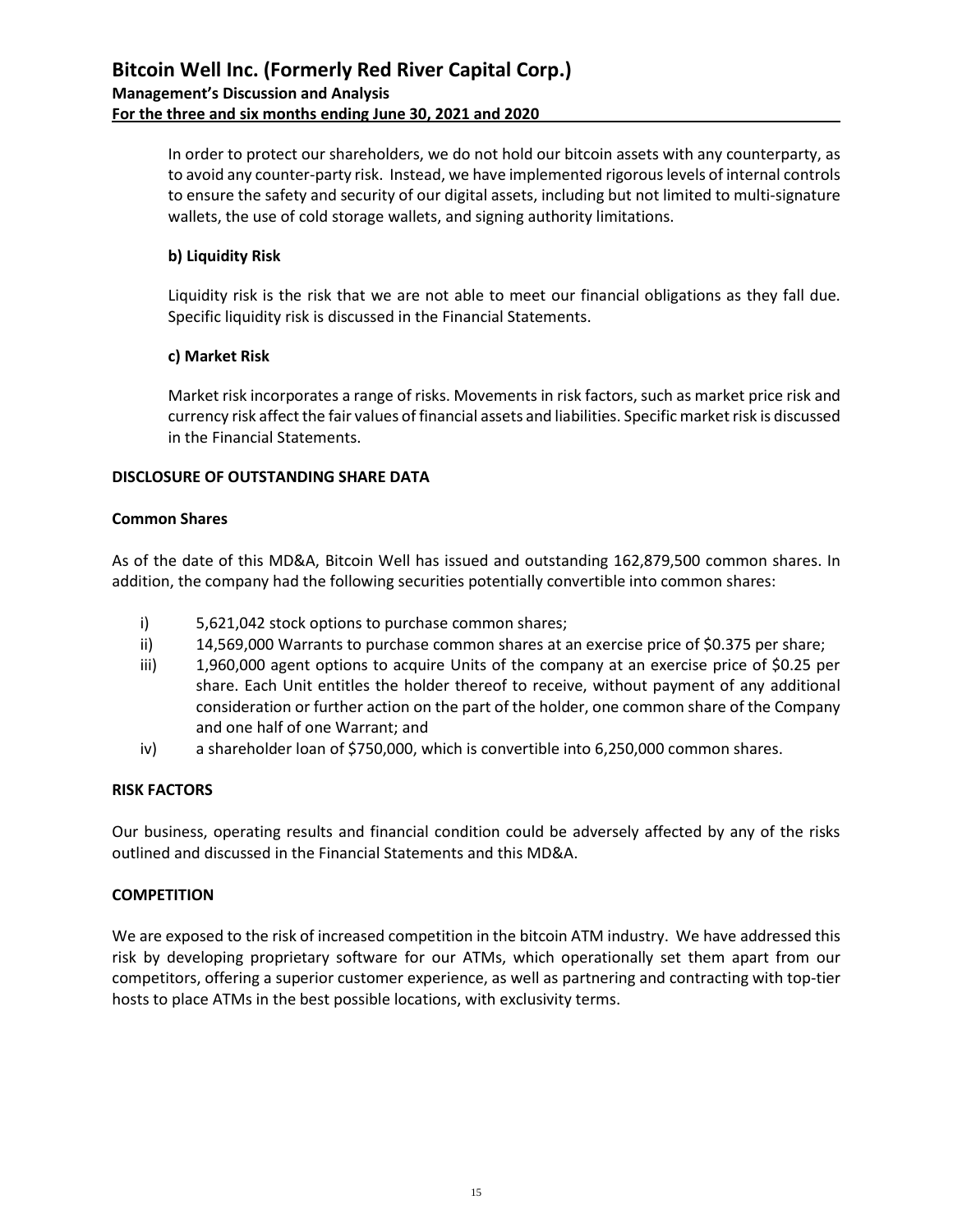In order to protect our shareholders, we do not hold our bitcoin assets with any counterparty, as to avoid any counter-party risk. Instead, we have implemented rigorous levels of internal controls to ensure the safety and security of our digital assets, including but not limited to multi-signature wallets, the use of cold storage wallets, and signing authority limitations.

**b) Liquidity Risk**

Liquidity risk is the risk that we are not able to meet our financial obligations as they fall due. Specific liquidity risk is discussed in the Financial Statements.

**c) Market Risk**

Market risk incorporates a range of risks. Movements in risk factors, such as market price risk and currency risk affect the fair values of financial assets and liabilities. Specific market risk is discussed in the Financial Statements.

## DISCLOSURE OF OUTSTANDING SHARE DATA

### Common Shares

As of the date of this MD&A, Bitcoin Well has issued and outstanding 162,879,500 common shares. In addition, the company had the following securities potentially convertible into common shares:

i) 5,621,042 stock options to purchase common shares;

ii) 14,569,000 Warrants to purchase common shares at an exercise price of $0.375 per share;

iii) 1,960,000 agent options to acquire Units of the company at an exercise price of $0.25 per share. Each Unit entitles the holder thereof to receive, without payment of any additional consideration or further action on the part of the holder, one common share of the Company and one half of one Warrant; and

iv) a shareholder loan of $750,000, which is convertible into 6,250,000 common shares.

## RISK FACTORS

Our business, operating results and financial condition could be adversely affected by any of the risks outlined and discussed in the Financial Statements and this MD&A.

## COMPETITION

We are exposed to the risk of increased competition in the bitcoin ATM industry. We have addressed this risk by developing proprietary software for our ATMs, which operationally set them apart from our competitors, offering a superior customer experience, as well as partnering and contracting with top-tier hosts to place ATMs in the best possible locations, with exclusivity terms.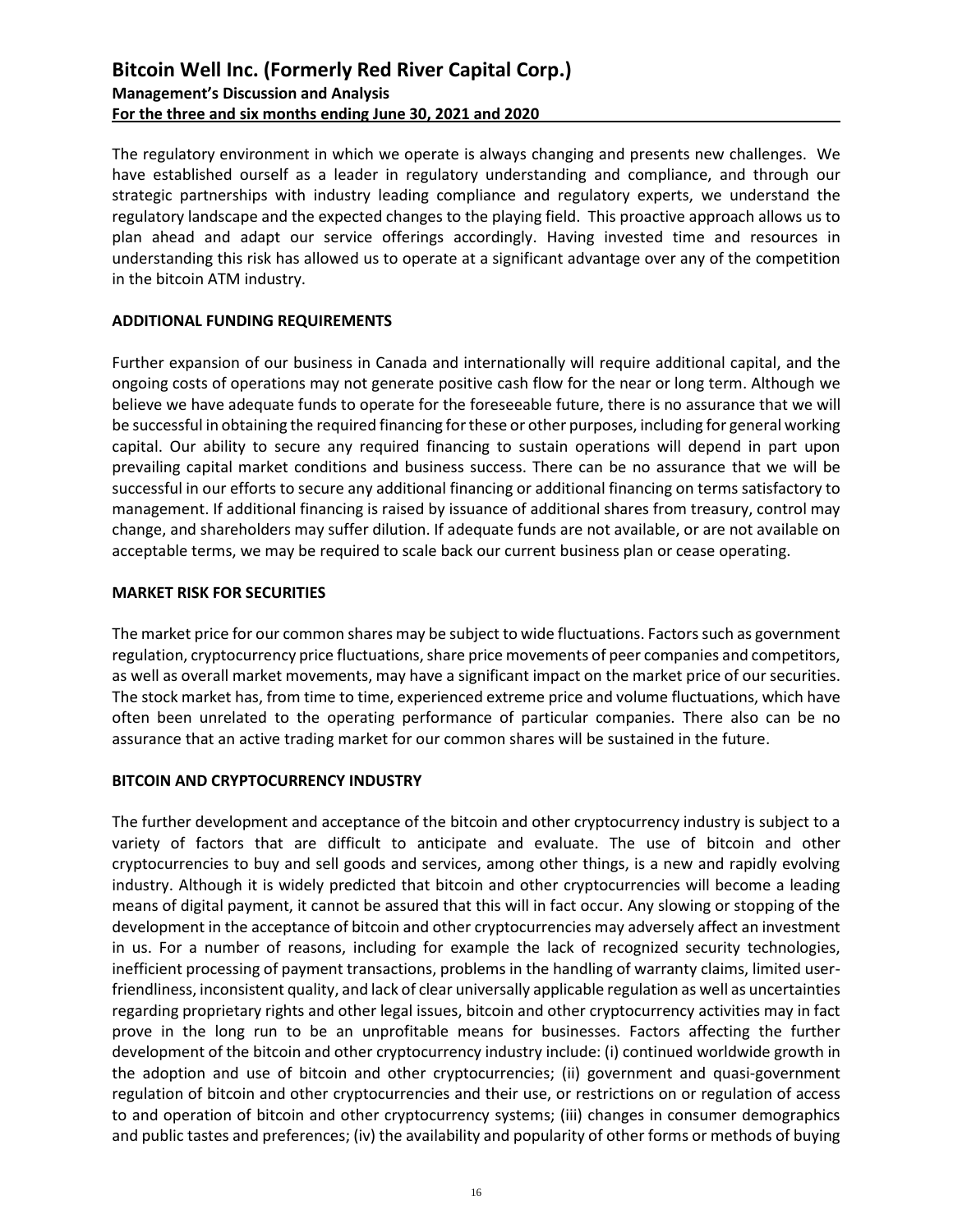The regulatory environment in which we operate is always changing and presents new challenges. We have established ourself as a leader in regulatory understanding and compliance, and through our strategic partnerships with industry leading compliance and regulatory experts, we understand the regulatory landscape and the expected changes to the playing field. This proactive approach allows us to plan ahead and adapt our service offerings accordingly. Having invested time and resources in understanding this risk has allowed us to operate at a significant advantage over any of the competition in the bitcoin ATM industry.

**ADDITIONAL FUNDING REQUIREMENTS**

Further expansion of our business in Canada and internationally will require additional capital, and the ongoing costs of operations may not generate positive cash flow for the near or long term. Although we believe we have adequate funds to operate for the foreseeable future, there is no assurance that we will be successful in obtaining the required financing for these or other purposes, including for general working capital. Our ability to secure any required financing to sustain operations will depend in part upon prevailing capital market conditions and business success. There can be no assurance that we will be successful in our efforts to secure any additional financing or additional financing on terms satisfactory to management. If additional financing is raised by issuance of additional shares from treasury, control may change, and shareholders may suffer dilution. If adequate funds are not available, or are not available on acceptable terms, we may be required to scale back our current business plan or cease operating.

**MARKET RISK FOR SECURITIES**

The market price for our common shares may be subject to wide fluctuations. Factors such as government regulation, cryptocurrency price fluctuations, share price movements of peer companies and competitors, as well as overall market movements, may have a significant impact on the market price of our securities. The stock market has, from time to time, experienced extreme price and volume fluctuations, which have often been unrelated to the operating performance of particular companies. There also can be no assurance that an active trading market for our common shares will be sustained in the future.

**BITCOIN AND CRYPTOCURRENCY INDUSTRY**

The further development and acceptance of the bitcoin and other cryptocurrency industry is subject to a variety of factors that are difficult to anticipate and evaluate. The use of bitcoin and other cryptocurrencies to buy and sell goods and services, among other things, is a new and rapidly evolving industry. Although it is widely predicted that bitcoin and other cryptocurrencies will become a leading means of digital payment, it cannot be assured that this will in fact occur. Any slowing or stopping of the development in the acceptance of bitcoin and other cryptocurrencies may adversely affect an investment in us. For a number of reasons, including for example the lack of recognized security technologies, inefficient processing of payment transactions, problems in the handling of warranty claims, limited user-friendliness, inconsistent quality, and lack of clear universally applicable regulation as well as uncertainties regarding proprietary rights and other legal issues, bitcoin and other cryptocurrency activities may in fact prove in the long run to be an unprofitable means for businesses. Factors affecting the further development of the bitcoin and other cryptocurrency industry include: (i) continued worldwide growth in the adoption and use of bitcoin and other cryptocurrencies; (ii) government and quasi-government regulation of bitcoin and other cryptocurrencies and their use, or restrictions on or regulation of access to and operation of bitcoin and other cryptocurrency systems; (iii) changes in consumer demographics and public tastes and preferences; (iv) the availability and popularity of other forms or methods of buying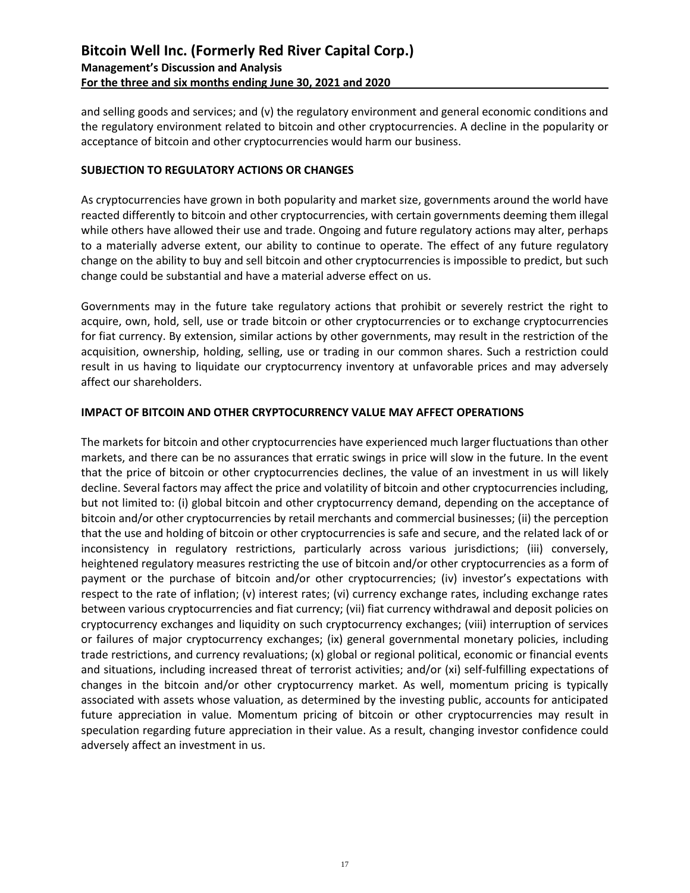and selling goods and services; and (v) the regulatory environment and general economic conditions and the regulatory environment related to bitcoin and other cryptocurrencies. A decline in the popularity or acceptance of bitcoin and other cryptocurrencies would harm our business.

## SUBJECTION TO REGULATORY ACTIONS OR CHANGES

As cryptocurrencies have grown in both popularity and market size, governments around the world have reacted differently to bitcoin and other cryptocurrencies, with certain governments deeming them illegal while others have allowed their use and trade. Ongoing and future regulatory actions may alter, perhaps to a materially adverse extent, our ability to continue to operate. The effect of any future regulatory change on the ability to buy and sell bitcoin and other cryptocurrencies is impossible to predict, but such change could be substantial and have a material adverse effect on us.

Governments may in the future take regulatory actions that prohibit or severely restrict the right to acquire, own, hold, sell, use or trade bitcoin or other cryptocurrencies or to exchange cryptocurrencies for fiat currency. By extension, similar actions by other governments, may result in the restriction of the acquisition, ownership, holding, selling, use or trading in our common shares. Such a restriction could result in us having to liquidate our cryptocurrency inventory at unfavorable prices and may adversely affect our shareholders.

## IMPACT OF BITCOIN AND OTHER CRYPTOCURRENCY VALUE MAY AFFECT OPERATIONS

The markets for bitcoin and other cryptocurrencies have experienced much larger fluctuations than other markets, and there can be no assurances that erratic swings in price will slow in the future. In the event that the price of bitcoin or other cryptocurrencies declines, the value of an investment in us will likely decline. Several factors may affect the price and volatility of bitcoin and other cryptocurrencies including, but not limited to: (i) global bitcoin and other cryptocurrency demand, depending on the acceptance of bitcoin and/or other cryptocurrencies by retail merchants and commercial businesses; (ii) the perception that the use and holding of bitcoin or other cryptocurrencies is safe and secure, and the related lack of or inconsistency in regulatory restrictions, particularly across various jurisdictions; (iii) conversely, heightened regulatory measures restricting the use of bitcoin and/or other cryptocurrencies as a form of payment or the purchase of bitcoin and/or other cryptocurrencies; (iv) investor's expectations with respect to the rate of inflation; (v) interest rates; (vi) currency exchange rates, including exchange rates between various cryptocurrencies and fiat currency; (vii) fiat currency withdrawal and deposit policies on cryptocurrency exchanges and liquidity on such cryptocurrency exchanges; (viii) interruption of services or failures of major cryptocurrency exchanges; (ix) general governmental monetary policies, including trade restrictions, and currency revaluations; (x) global or regional political, economic or financial events and situations, including increased threat of terrorist activities; and/or (xi) self-fulfilling expectations of changes in the bitcoin and/or other cryptocurrency market. As well, momentum pricing is typically associated with assets whose valuation, as determined by the investing public, accounts for anticipated future appreciation in value. Momentum pricing of bitcoin or other cryptocurrencies may result in speculation regarding future appreciation in their value. As a result, changing investor confidence could adversely affect an investment in us.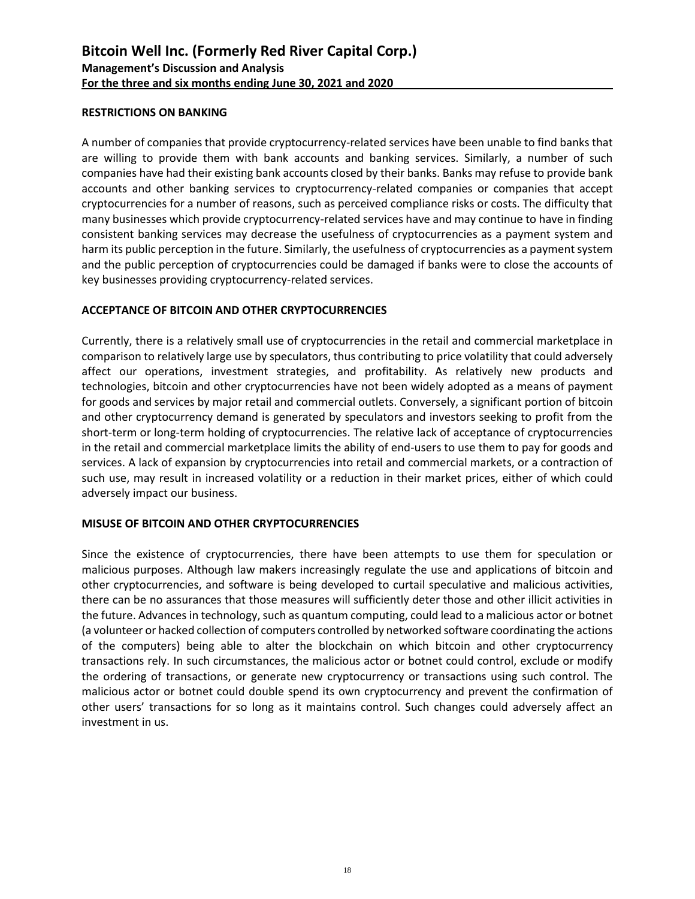## RESTRICTIONS ON BANKING

A number of companies that provide cryptocurrency-related services have been unable to find banks that are willing to provide them with bank accounts and banking services. Similarly, a number of such companies have had their existing bank accounts closed by their banks. Banks may refuse to provide bank accounts and other banking services to cryptocurrency-related companies or companies that accept cryptocurrencies for a number of reasons, such as perceived compliance risks or costs. The difficulty that many businesses which provide cryptocurrency-related services have and may continue to have in finding consistent banking services may decrease the usefulness of cryptocurrencies as a payment system and harm its public perception in the future. Similarly, the usefulness of cryptocurrencies as a payment system and the public perception of cryptocurrencies could be damaged if banks were to close the accounts of key businesses providing cryptocurrency-related services.

## ACCEPTANCE OF BITCOIN AND OTHER CRYPTOCURRENCIES

Currently, there is a relatively small use of cryptocurrencies in the retail and commercial marketplace in comparison to relatively large use by speculators, thus contributing to price volatility that could adversely affect our operations, investment strategies, and profitability. As relatively new products and technologies, bitcoin and other cryptocurrencies have not been widely adopted as a means of payment for goods and services by major retail and commercial outlets. Conversely, a significant portion of bitcoin and other cryptocurrency demand is generated by speculators and investors seeking to profit from the short-term or long-term holding of cryptocurrencies. The relative lack of acceptance of cryptocurrencies in the retail and commercial marketplace limits the ability of end-users to use them to pay for goods and services. A lack of expansion by cryptocurrencies into retail and commercial markets, or a contraction of such use, may result in increased volatility or a reduction in their market prices, either of which could adversely impact our business.

## MISUSE OF BITCOIN AND OTHER CRYPTOCURRENCIES

Since the existence of cryptocurrencies, there have been attempts to use them for speculation or malicious purposes. Although law makers increasingly regulate the use and applications of bitcoin and other cryptocurrencies, and software is being developed to curtail speculative and malicious activities, there can be no assurances that those measures will sufficiently deter those and other illicit activities in the future. Advances in technology, such as quantum computing, could lead to a malicious actor or botnet (a volunteer or hacked collection of computers controlled by networked software coordinating the actions of the computers) being able to alter the blockchain on which bitcoin and other cryptocurrency transactions rely. In such circumstances, the malicious actor or botnet could control, exclude or modify the ordering of transactions, or generate new cryptocurrency or transactions using such control. The malicious actor or botnet could double spend its own cryptocurrency and prevent the confirmation of other users' transactions for so long as it maintains control. Such changes could adversely affect an investment in us.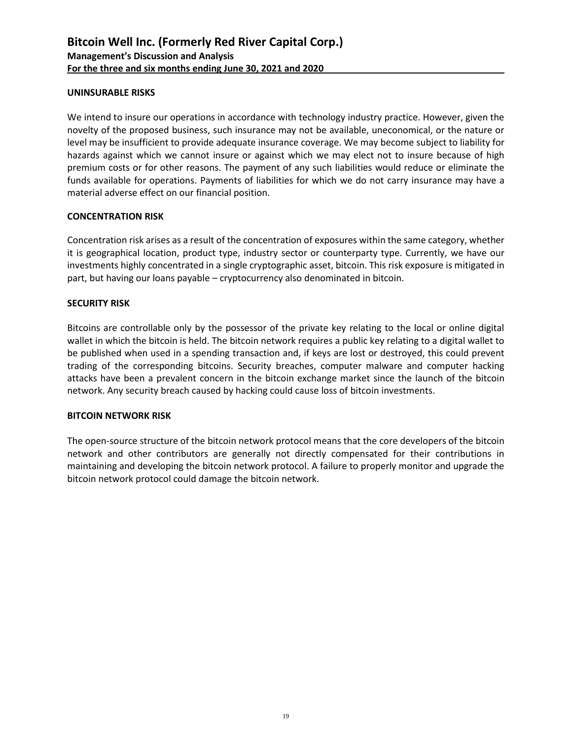## UNINSURABLE RISKS

We intend to insure our operations in accordance with technology industry practice. However, given the novelty of the proposed business, such insurance may not be available, uneconomical, or the nature or level may be insufficient to provide adequate insurance coverage. We may become subject to liability for hazards against which we cannot insure or against which we may elect not to insure because of high premium costs or for other reasons. The payment of any such liabilities would reduce or eliminate the funds available for operations. Payments of liabilities for which we do not carry insurance may have a material adverse effect on our financial position.

## CONCENTRATION RISK

Concentration risk arises as a result of the concentration of exposures within the same category, whether it is geographical location, product type, industry sector or counterparty type. Currently, we have our investments highly concentrated in a single cryptographic asset, bitcoin. This risk exposure is mitigated in part, but having our loans payable – cryptocurrency also denominated in bitcoin.

## SECURITY RISK

Bitcoins are controllable only by the possessor of the private key relating to the local or online digital wallet in which the bitcoin is held. The bitcoin network requires a public key relating to a digital wallet to be published when used in a spending transaction and, if keys are lost or destroyed, this could prevent trading of the corresponding bitcoins. Security breaches, computer malware and computer hacking attacks have been a prevalent concern in the bitcoin exchange market since the launch of the bitcoin network. Any security breach caused by hacking could cause loss of bitcoin investments.

## BITCOIN NETWORK RISK

The open-source structure of the bitcoin network protocol means that the core developers of the bitcoin network and other contributors are generally not directly compensated for their contributions in maintaining and developing the bitcoin network protocol. A failure to properly monitor and upgrade the bitcoin network protocol could damage the bitcoin network.